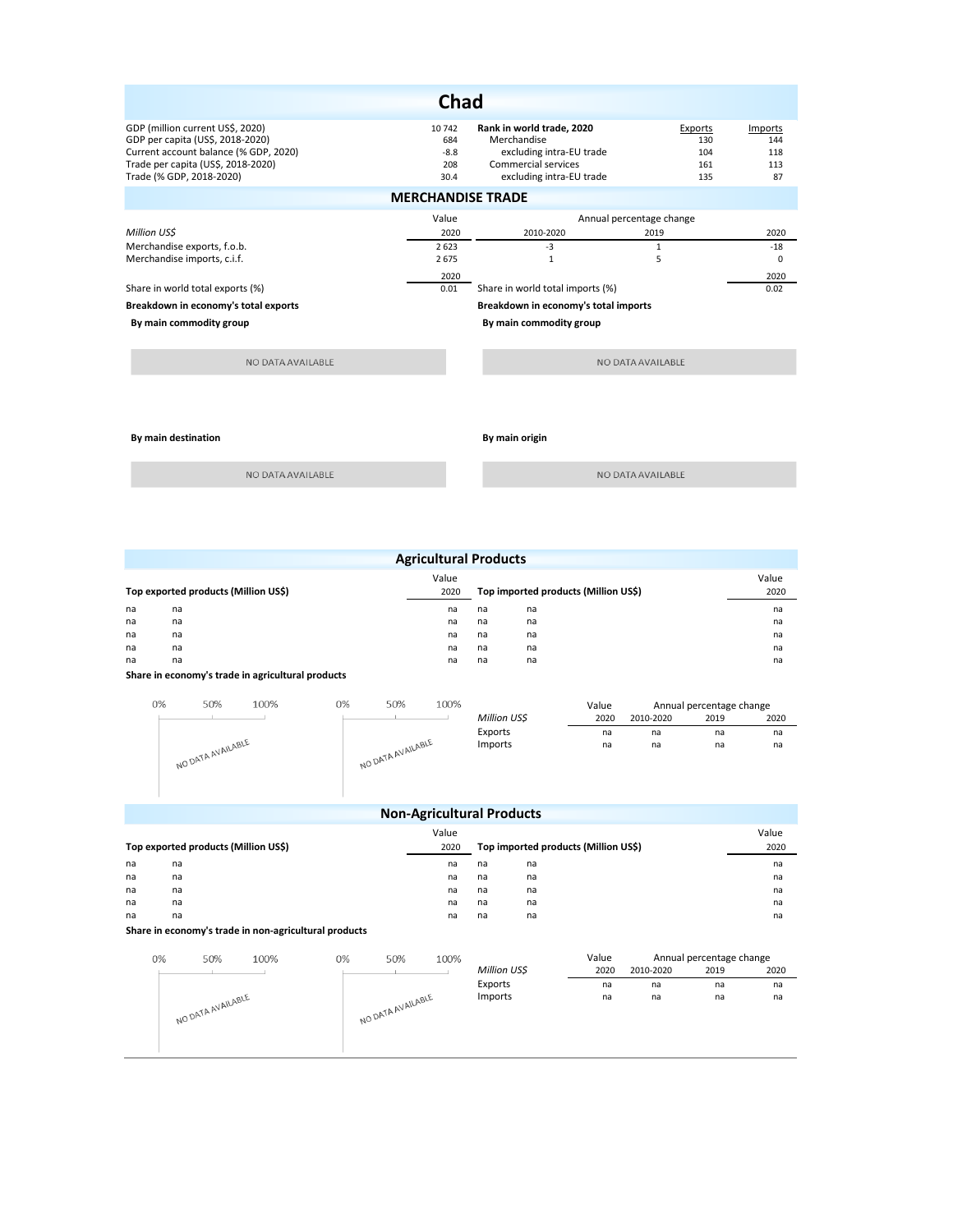# Chad

| | | Rank in world trade, 2020 | Exports | Imports |
|---|---|---|---|---|
| GDP (million current US$, 2020) | 10 742 | Merchandise | 130 | 144 |
| GDP per capita (US$, 2018-2020) | 684 | excluding intra-EU trade | 104 | 118 |
| Current account balance (% GDP, 2020) | -8.8 | Commercial services | 161 | 113 |
| Trade per capita (US$, 2018-2020) | 208 | excluding intra-EU trade | 135 | 87 |
| Trade (% GDP, 2018-2020) | 30.4 | | | |

## MERCHANDISE TRADE

| *Million US$* | Value 2020 | Annual percentage change 2010-2020 | 2019 | 2020 |
|---|---|---|---|---|
| Merchandise exports, f.o.b. | 2 623 | -3 | 1 | -18 |
| Merchandise imports, c.i.f. | 2 675 | 1 | 5 | 0 |

| | 2020 | | 2020 |
|---|---|---|---|
| Share in world total exports (%) | 0.01 | Share in world total imports (%) | 0.02 |

**Breakdown in economy's total exports**

**By main commodity group**

NO DATA AVAILABLE

**By main destination**

NO DATA AVAILABLE

**Breakdown in economy's total imports**

**By main commodity group**

NO DATA AVAILABLE

**By main origin**

NO DATA AVAILABLE

## Agricultural Products

| Top exported products (Million US$) | | Value 2020 |
|---|---|---|
| na | na | na |
| na | na | na |
| na | na | na |
| na | na | na |
| na | na | na |

| Top imported products (Million US$) | | Value 2020 |
|---|---|---|
| na | na | na |
| na | na | na |
| na | na | na |
| na | na | na |
| na | na | na |

**Share in economy's trade in agricultural products**

NO DATA AVAILABLE

NO DATA AVAILABLE

| *Million US$* | Value 2020 | Annual percentage change 2010-2020 | 2019 | 2020 |
|---|---|---|---|---|
| Exports | na | na | na | na |
| Imports | na | na | na | na |

## Non-Agricultural Products

| Top exported products (Million US$) | | Value 2020 |
|---|---|---|
| na | na | na |
| na | na | na |
| na | na | na |
| na | na | na |
| na | na | na |

| Top imported products (Million US$) | | Value 2020 |
|---|---|---|
| na | na | na |
| na | na | na |
| na | na | na |
| na | na | na |
| na | na | na |

**Share in economy's trade in non-agricultural products**

NO DATA AVAILABLE

NO DATA AVAILABLE

| *Million US$* | Value 2020 | Annual percentage change 2010-2020 | 2019 | 2020 |
|---|---|---|---|---|
| Exports | na | na | na | na |
| Imports | na | na | na | na |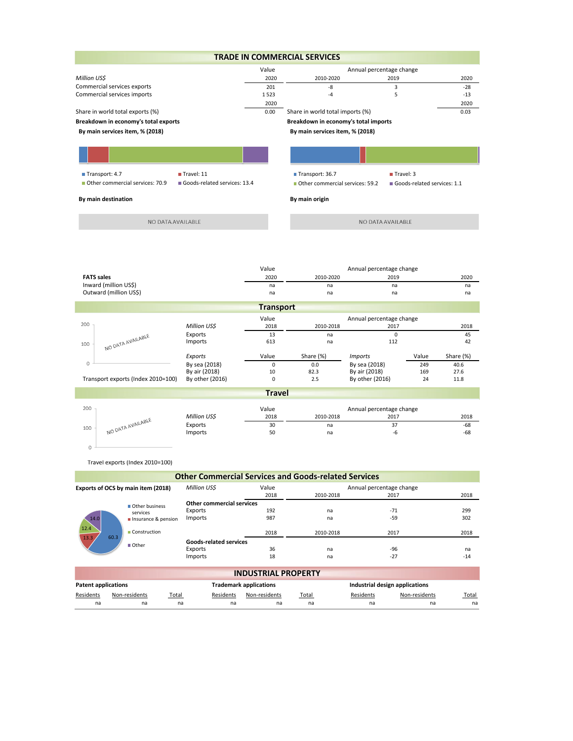## TRADE IN COMMERCIAL SERVICES

| Million US$ | Value 2020 | Annual percentage change 2010-2020 | 2019 | 2020 |
|---|---|---|---|---|
| Commercial services exports | 201 | -8 | 3 | -28 |
| Commercial services imports | 1 523 | -4 | 5 | -13 |

| | 2020 | | 2020 |
|---|---|---|---|
| Share in world total exports (%) | 0.00 | Share in world total imports (%) | 0.03 |

**Breakdown in economy's total exports**

**By main services item, % (2018)**

Transport: 4.7
Travel: 11
Other commercial services: 70.9
Goods-related services: 13.4

**Breakdown in economy's total imports**

**By main services item, % (2018)**

Transport: 36.7
Travel: 3
Other commercial services: 59.2
Goods-related services: 1.1

**By main destination**

NO DATA AVAILABLE

**By main origin**

NO DATA AVAILABLE

| **FATS sales** | Value 2020 | Annual percentage change 2010-2020 | 2019 | 2020 |
|---|---|---|---|---|
| Inward (million US$) | na | na | na | na |
| Outward (million US$) | na | na | na | na |

## Transport

200
100
0
NO DATA AVAILABLE
Transport exports (Index 2010=100)

| *Million US$* | Value 2018 | Annual percentage change 2010-2018 | 2017 | 2018 |
|---|---|---|---|---|
| Exports | 13 | na | 0 | 45 |
| Imports | 613 | na | 112 | 42 |

| *Exports* | Value | Share (%) | *Imports* | Value | Share (%) |
|---|---|---|---|---|---|
| By sea (2018) | 0 | 0.0 | By sea (2018) | 249 | 40.6 |
| By air (2018) | 10 | 82.3 | By air (2018) | 169 | 27.6 |
| By other (2016) | 0 | 2.5 | By other (2016) | 24 | 11.8 |

## Travel

200
100
0
NO DATA AVAILABLE
Travel exports (Index 2010=100)

| *Million US$* | Value 2018 | Annual percentage change 2010-2018 | 2017 | 2018 |
|---|---|---|---|---|
| Exports | 30 | na | 37 | -68 |
| Imports | 50 | na | -6 | -68 |

## Other Commercial Services and Goods-related Services

**Exports of OCS by main item (2018)**

Other business services
Insurance & pension
Construction
Other
60.3
13.3
12.4
14.0

| *Million US$* | Value 2018 | Annual percentage change 2010-2018 | 2017 | 2018 |
|---|---|---|---|---|
| **Other commercial services** | | | | |
| Exports | 192 | na | -71 | 299 |
| Imports | 987 | na | -59 | 302 |
| | 2018 | 2010-2018 | 2017 | 2018 |
| **Goods-related services** | | | | |
| Exports | 36 | na | -96 | na |
| Imports | 18 | na | -27 | -14 |

## INDUSTRIAL PROPERTY

| **Patent applications** | | | **Trademark applications** | | | **Industrial design applications** | | |
|---|---|---|---|---|---|---|---|---|
| Residents | Non-residents | Total | Residents | Non-residents | Total | Residents | Non-residents | Total |
| na | na | na | na | na | na | na | na | na |